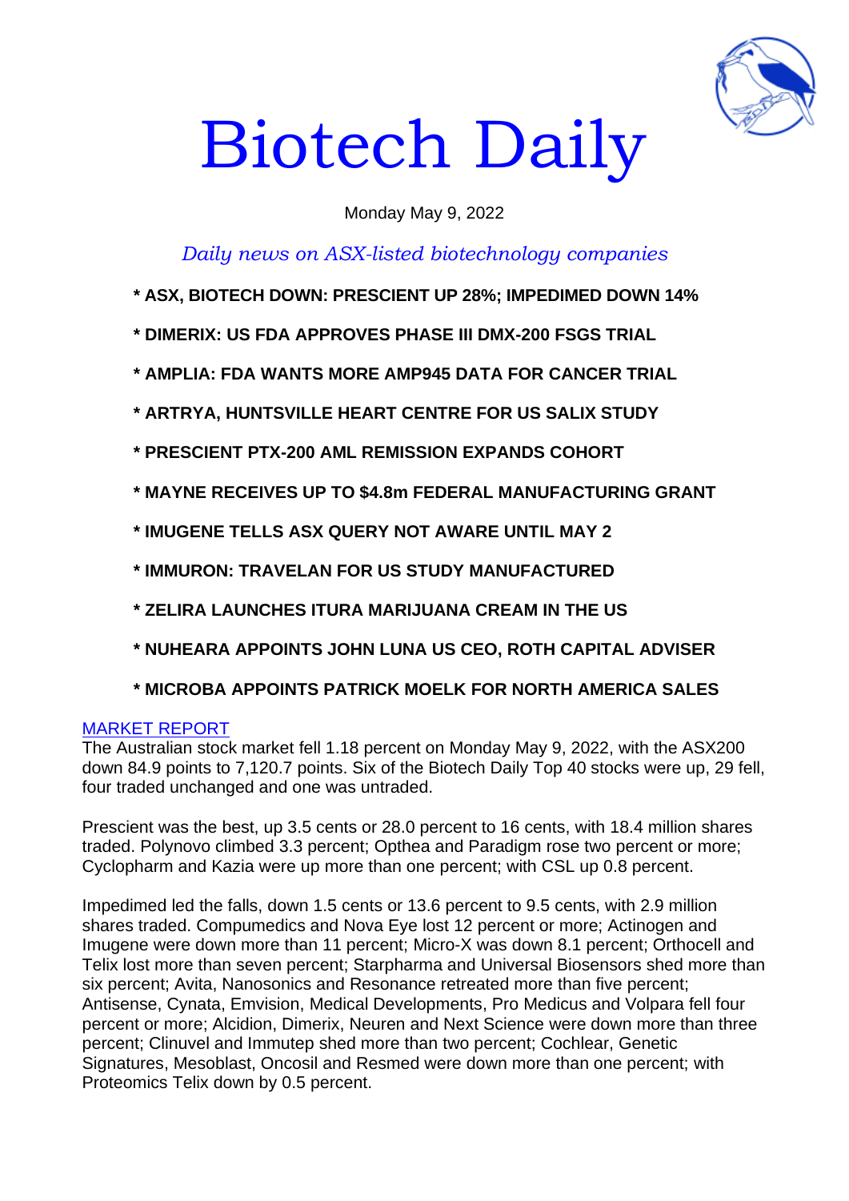# Biotech Daily

Monday May 9, 2022

*Daily news on ASX-listed biotechnology companies*

**\* ASX, BIOTECH DOWN: PRESCIENT UP 28%; IMPEDIMED DOWN 14%**

**\* DIMERIX: US FDA APPROVES PHASE III DMX-200 FSGS TRIAL**

**\* AMPLIA: FDA WANTS MORE AMP945 DATA FOR CANCER TRIAL**

**\* ARTRYA, HUNTSVILLE HEART CENTRE FOR US SALIX STUDY**

**\* PRESCIENT PTX-200 AML REMISSION EXPANDS COHORT**

**\* MAYNE RECEIVES UP TO $4.8m FEDERAL MANUFACTURING GRANT**

**\* IMUGENE TELLS ASX QUERY NOT AWARE UNTIL MAY 2**

**\* IMMURON: TRAVELAN FOR US STUDY MANUFACTURED**

**\* ZELIRA LAUNCHES ITURA MARIJUANA CREAM IN THE US**

**\* NUHEARA APPOINTS JOHN LUNA US CEO, ROTH CAPITAL ADVISER**

**\* MICROBA APPOINTS PATRICK MOELK FOR NORTH AMERICA SALES**

MARKET REPORT

The Australian stock market fell 1.18 percent on Monday May 9, 2022, with the ASX200 down 84.9 points to 7,120.7 points. Six of the Biotech Daily Top 40 stocks were up, 29 fell, four traded unchanged and one was untraded.

Prescient was the best, up 3.5 cents or 28.0 percent to 16 cents, with 18.4 million shares traded. Polynovo climbed 3.3 percent; Opthea and Paradigm rose two percent or more; Cyclopharm and Kazia were up more than one percent; with CSL up 0.8 percent.

Impedimed led the falls, down 1.5 cents or 13.6 percent to 9.5 cents, with 2.9 million shares traded. Compumedics and Nova Eye lost 12 percent or more; Actinogen and Imugene were down more than 11 percent; Micro-X was down 8.1 percent; Orthocell and Telix lost more than seven percent; Starpharma and Universal Biosensors shed more than six percent; Avita, Nanosonics and Resonance retreated more than five percent; Antisense, Cynata, Emvision, Medical Developments, Pro Medicus and Volpara fell four percent or more; Alcidion, Dimerix, Neuren and Next Science were down more than three percent; Clinuvel and Immutep shed more than two percent; Cochlear, Genetic Signatures, Mesoblast, Oncosil and Resmed were down more than one percent; with Proteomics Telix down by 0.5 percent.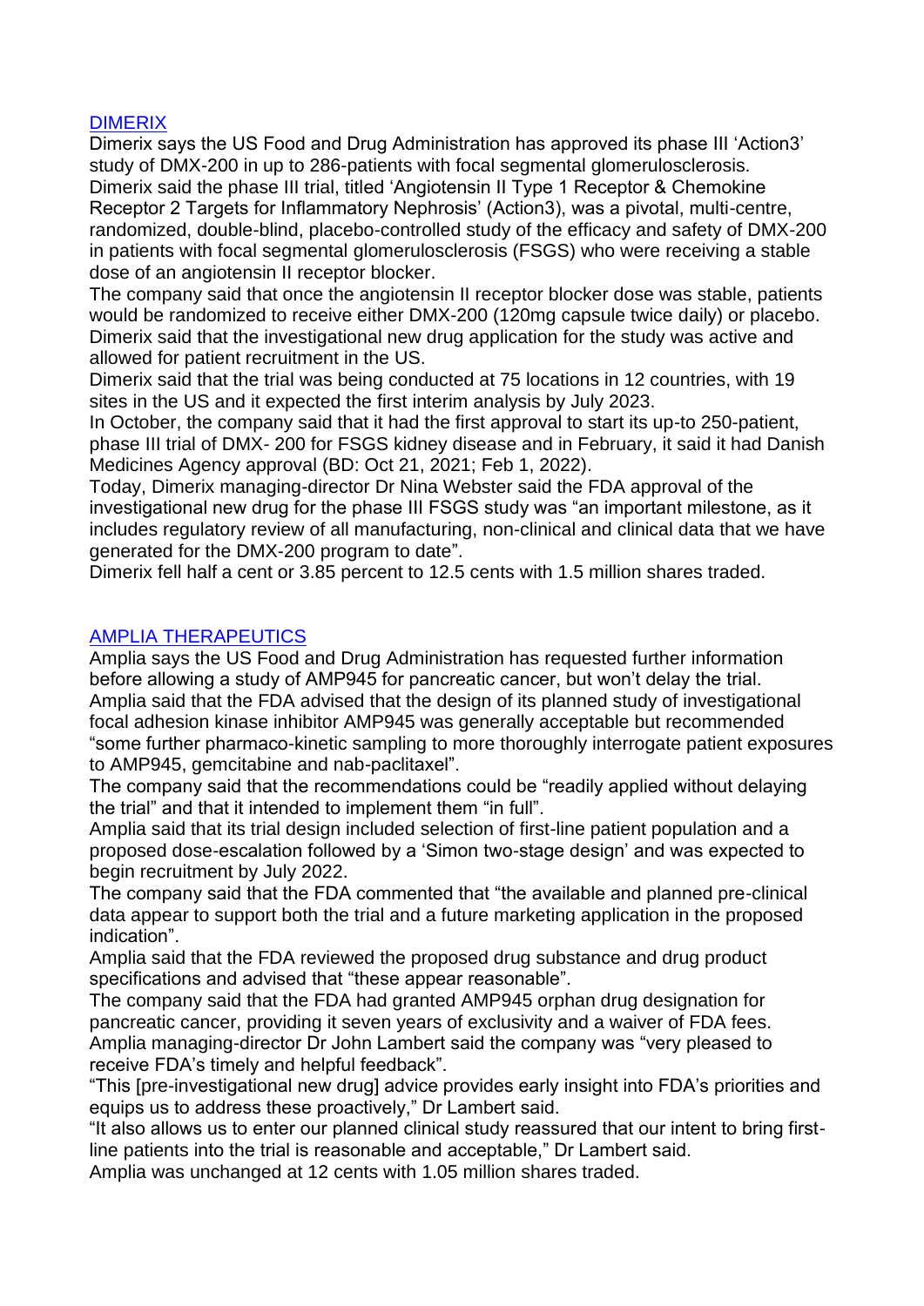## [DIMERIX]

Dimerix says the US Food and Drug Administration has approved its phase III 'Action3' study of DMX-200 in up to 286-patients with focal segmental glomerulosclerosis.

Dimerix said the phase III trial, titled 'Angiotensin II Type 1 Receptor & Chemokine Receptor 2 Targets for Inflammatory Nephrosis' (Action3), was a pivotal, multi-centre, randomized, double-blind, placebo-controlled study of the efficacy and safety of DMX-200 in patients with focal segmental glomerulosclerosis (FSGS) who were receiving a stable dose of an angiotensin II receptor blocker.

The company said that once the angiotensin II receptor blocker dose was stable, patients would be randomized to receive either DMX-200 (120mg capsule twice daily) or placebo.

Dimerix said that the investigational new drug application for the study was active and allowed for patient recruitment in the US.

Dimerix said that the trial was being conducted at 75 locations in 12 countries, with 19 sites in the US and it expected the first interim analysis by July 2023.

In October, the company said that it had the first approval to start its up-to 250-patient, phase III trial of DMX- 200 for FSGS kidney disease and in February, it said it had Danish Medicines Agency approval (BD: Oct 21, 2021; Feb 1, 2022).

Today, Dimerix managing-director Dr Nina Webster said the FDA approval of the investigational new drug for the phase III FSGS study was "an important milestone, as it includes regulatory review of all manufacturing, non-clinical and clinical data that we have generated for the DMX-200 program to date".

Dimerix fell half a cent or 3.85 percent to 12.5 cents with 1.5 million shares traded.

## [AMPLIA THERAPEUTICS]

Amplia says the US Food and Drug Administration has requested further information before allowing a study of AMP945 for pancreatic cancer, but won't delay the trial.

Amplia said that the FDA advised that the design of its planned study of investigational focal adhesion kinase inhibitor AMP945 was generally acceptable but recommended "some further pharmaco-kinetic sampling to more thoroughly interrogate patient exposures to AMP945, gemcitabine and nab-paclitaxel".

The company said that the recommendations could be "readily applied without delaying the trial" and that it intended to implement them "in full".

Amplia said that its trial design included selection of first-line patient population and a proposed dose-escalation followed by a 'Simon two-stage design' and was expected to begin recruitment by July 2022.

The company said that the FDA commented that "the available and planned pre-clinical data appear to support both the trial and a future marketing application in the proposed indication".

Amplia said that the FDA reviewed the proposed drug substance and drug product specifications and advised that "these appear reasonable".

The company said that the FDA had granted AMP945 orphan drug designation for pancreatic cancer, providing it seven years of exclusivity and a waiver of FDA fees.

Amplia managing-director Dr John Lambert said the company was "very pleased to receive FDA's timely and helpful feedback".

"This [pre-investigational new drug] advice provides early insight into FDA's priorities and equips us to address these proactively," Dr Lambert said.

"It also allows us to enter our planned clinical study reassured that our intent to bring first-line patients into the trial is reasonable and acceptable," Dr Lambert said.

Amplia was unchanged at 12 cents with 1.05 million shares traded.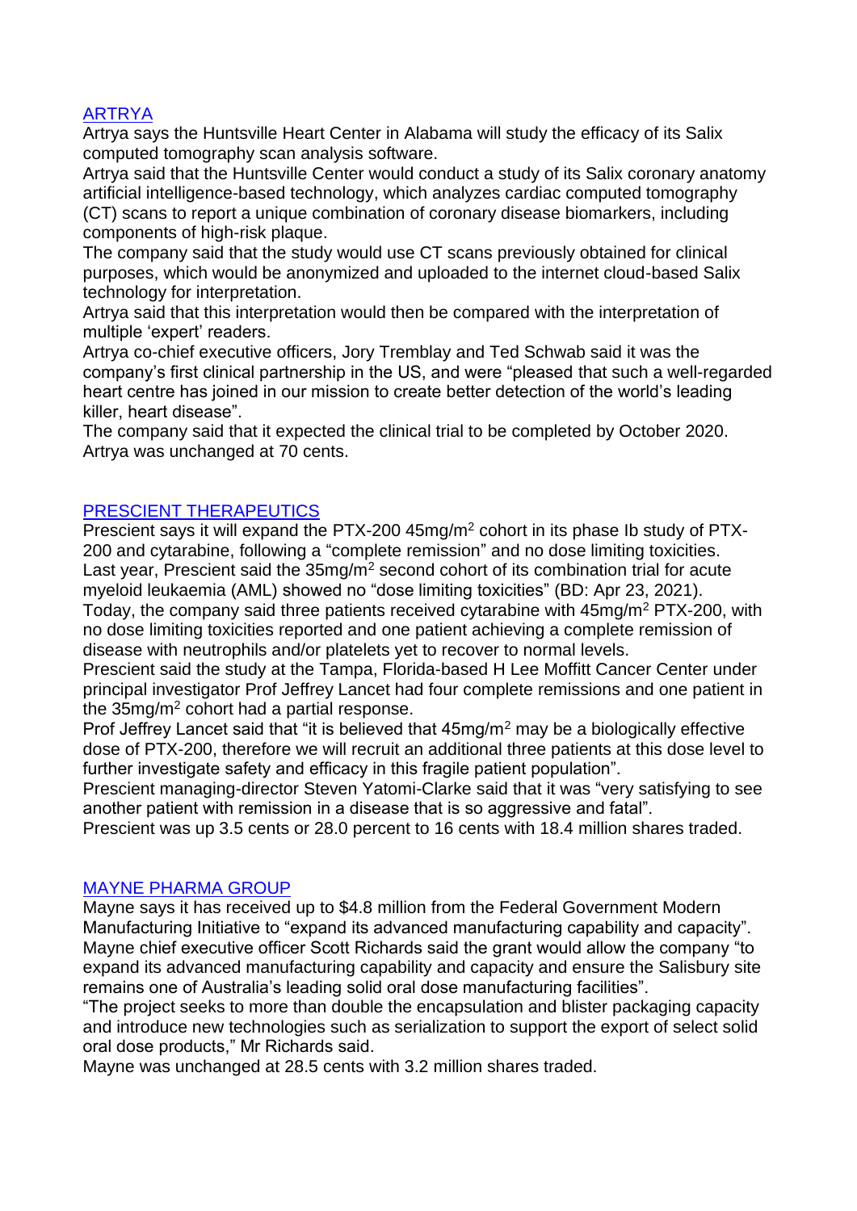## ARTRYA

Artrya says the Huntsville Heart Center in Alabama will study the efficacy of its Salix computed tomography scan analysis software.

Artrya said that the Huntsville Center would conduct a study of its Salix coronary anatomy artificial intelligence-based technology, which analyzes cardiac computed tomography (CT) scans to report a unique combination of coronary disease biomarkers, including components of high-risk plaque.

The company said that the study would use CT scans previously obtained for clinical purposes, which would be anonymized and uploaded to the internet cloud-based Salix technology for interpretation.

Artrya said that this interpretation would then be compared with the interpretation of multiple 'expert' readers.

Artrya co-chief executive officers, Jory Tremblay and Ted Schwab said it was the company's first clinical partnership in the US, and were "pleased that such a well-regarded heart centre has joined in our mission to create better detection of the world's leading killer, heart disease".

The company said that it expected the clinical trial to be completed by October 2020.

Artrya was unchanged at 70 cents.

## PRESCIENT THERAPEUTICS

Prescient says it will expand the PTX-200 45mg/m$^2$ cohort in its phase Ib study of PTX-200 and cytarabine, following a "complete remission" and no dose limiting toxicities.

Last year, Prescient said the 35mg/m$^2$ second cohort of its combination trial for acute myeloid leukaemia (AML) showed no "dose limiting toxicities" (BD: Apr 23, 2021).

Today, the company said three patients received cytarabine with 45mg/m$^2$ PTX-200, with no dose limiting toxicities reported and one patient achieving a complete remission of disease with neutrophils and/or platelets yet to recover to normal levels.

Prescient said the study at the Tampa, Florida-based H Lee Moffitt Cancer Center under principal investigator Prof Jeffrey Lancet had four complete remissions and one patient in the 35mg/m$^2$ cohort had a partial response.

Prof Jeffrey Lancet said that "it is believed that 45mg/m$^2$ may be a biologically effective dose of PTX-200, therefore we will recruit an additional three patients at this dose level to further investigate safety and efficacy in this fragile patient population".

Prescient managing-director Steven Yatomi-Clarke said that it was "very satisfying to see another patient with remission in a disease that is so aggressive and fatal".

Prescient was up 3.5 cents or 28.0 percent to 16 cents with 18.4 million shares traded.

## MAYNE PHARMA GROUP

Mayne says it has received up to $4.8 million from the Federal Government Modern Manufacturing Initiative to "expand its advanced manufacturing capability and capacity".

Mayne chief executive officer Scott Richards said the grant would allow the company "to expand its advanced manufacturing capability and capacity and ensure the Salisbury site remains one of Australia's leading solid oral dose manufacturing facilities".

"The project seeks to more than double the encapsulation and blister packaging capacity and introduce new technologies such as serialization to support the export of select solid oral dose products," Mr Richards said.

Mayne was unchanged at 28.5 cents with 3.2 million shares traded.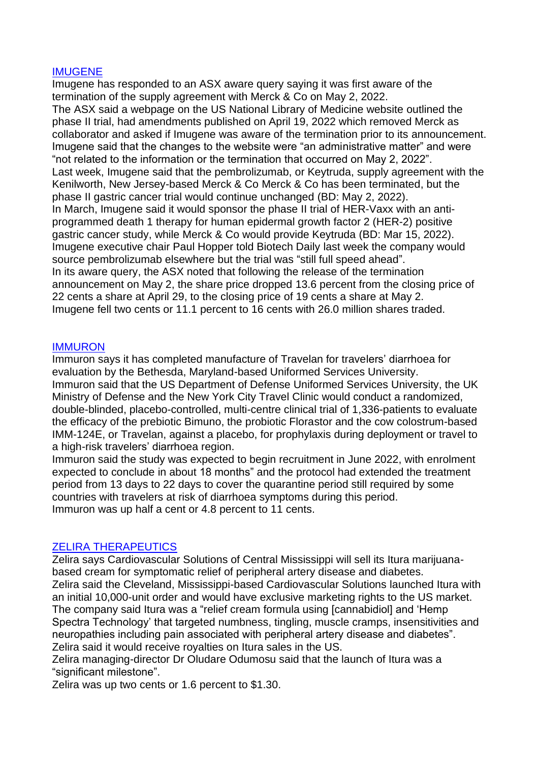## [IMUGENE]

Imugene has responded to an ASX aware query saying it was first aware of the termination of the supply agreement with Merck & Co on May 2, 2022.

The ASX said a webpage on the US National Library of Medicine website outlined the phase II trial, had amendments published on April 19, 2022 which removed Merck as collaborator and asked if Imugene was aware of the termination prior to its announcement.

Imugene said that the changes to the website were "an administrative matter" and were "not related to the information or the termination that occurred on May 2, 2022".

Last week, Imugene said that the pembrolizumab, or Keytruda, supply agreement with the Kenilworth, New Jersey-based Merck & Co Merck & Co has been terminated, but the phase II gastric cancer trial would continue unchanged (BD: May 2, 2022).

In March, Imugene said it would sponsor the phase II trial of HER-Vaxx with an anti-programmed death 1 therapy for human epidermal growth factor 2 (HER-2) positive gastric cancer study, while Merck & Co would provide Keytruda (BD: Mar 15, 2022).

Imugene executive chair Paul Hopper told Biotech Daily last week the company would source pembrolizumab elsewhere but the trial was "still full speed ahead".

In its aware query, the ASX noted that following the release of the termination announcement on May 2, the share price dropped 13.6 percent from the closing price of 22 cents a share at April 29, to the closing price of 19 cents a share at May 2.

Imugene fell two cents or 11.1 percent to 16 cents with 26.0 million shares traded.

## [IMMURON]

Immuron says it has completed manufacture of Travelan for travelers' diarrhoea for evaluation by the Bethesda, Maryland-based Uniformed Services University.

Immuron said that the US Department of Defense Uniformed Services University, the UK Ministry of Defense and the New York City Travel Clinic would conduct a randomized, double-blinded, placebo-controlled, multi-centre clinical trial of 1,336-patients to evaluate the efficacy of the prebiotic Bimuno, the probiotic Florastor and the cow colostrum-based IMM-124E, or Travelan, against a placebo, for prophylaxis during deployment or travel to a high-risk travelers' diarrhoea region.

Immuron said the study was expected to begin recruitment in June 2022, with enrolment expected to conclude in about 18 months" and the protocol had extended the treatment period from 13 days to 22 days to cover the quarantine period still required by some countries with travelers at risk of diarrhoea symptoms during this period.

Immuron was up half a cent or 4.8 percent to 11 cents.

## [ZELIRA THERAPEUTICS]

Zelira says Cardiovascular Solutions of Central Mississippi will sell its Itura marijuana-based cream for symptomatic relief of peripheral artery disease and diabetes.

Zelira said the Cleveland, Mississippi-based Cardiovascular Solutions launched Itura with an initial 10,000-unit order and would have exclusive marketing rights to the US market.

The company said Itura was a "relief cream formula using [cannabidiol] and 'Hemp Spectra Technology' that targeted numbness, tingling, muscle cramps, insensitivities and neuropathies including pain associated with peripheral artery disease and diabetes".

Zelira said it would receive royalties on Itura sales in the US.

Zelira managing-director Dr Oludare Odumosu said that the launch of Itura was a "significant milestone".

Zelira was up two cents or 1.6 percent to $1.30.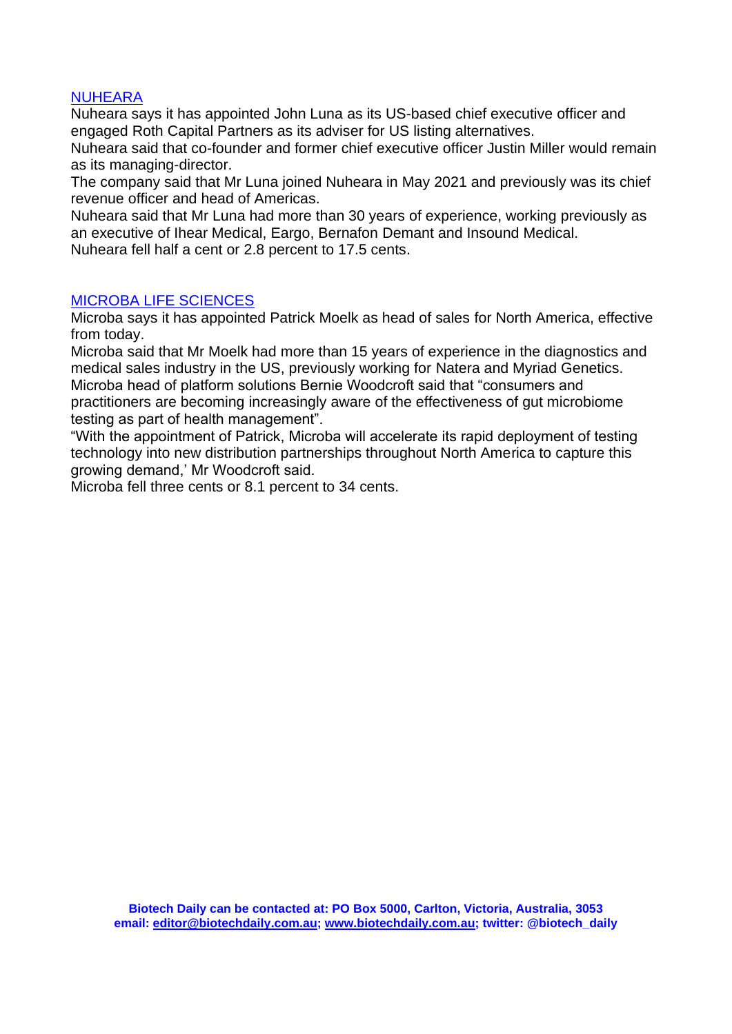## NUHEARA

Nuheara says it has appointed John Luna as its US-based chief executive officer and engaged Roth Capital Partners as its adviser for US listing alternatives.

Nuheara said that co-founder and former chief executive officer Justin Miller would remain as its managing-director.

The company said that Mr Luna joined Nuheara in May 2021 and previously was its chief revenue officer and head of Americas.

Nuheara said that Mr Luna had more than 30 years of experience, working previously as an executive of Ihear Medical, Eargo, Bernafon Demant and Insound Medical.

Nuheara fell half a cent or 2.8 percent to 17.5 cents.

## MICROBA LIFE SCIENCES

Microba says it has appointed Patrick Moelk as head of sales for North America, effective from today.

Microba said that Mr Moelk had more than 15 years of experience in the diagnostics and medical sales industry in the US, previously working for Natera and Myriad Genetics.

Microba head of platform solutions Bernie Woodcroft said that "consumers and practitioners are becoming increasingly aware of the effectiveness of gut microbiome testing as part of health management".

"With the appointment of Patrick, Microba will accelerate its rapid deployment of testing technology into new distribution partnerships throughout North America to capture this growing demand,' Mr Woodcroft said.

Microba fell three cents or 8.1 percent to 34 cents.

**Biotech Daily can be contacted at: PO Box 5000, Carlton, Victoria, Australia, 3053**
**email: editor@biotechdaily.com.au; www.biotechdaily.com.au; twitter: @biotech_daily**